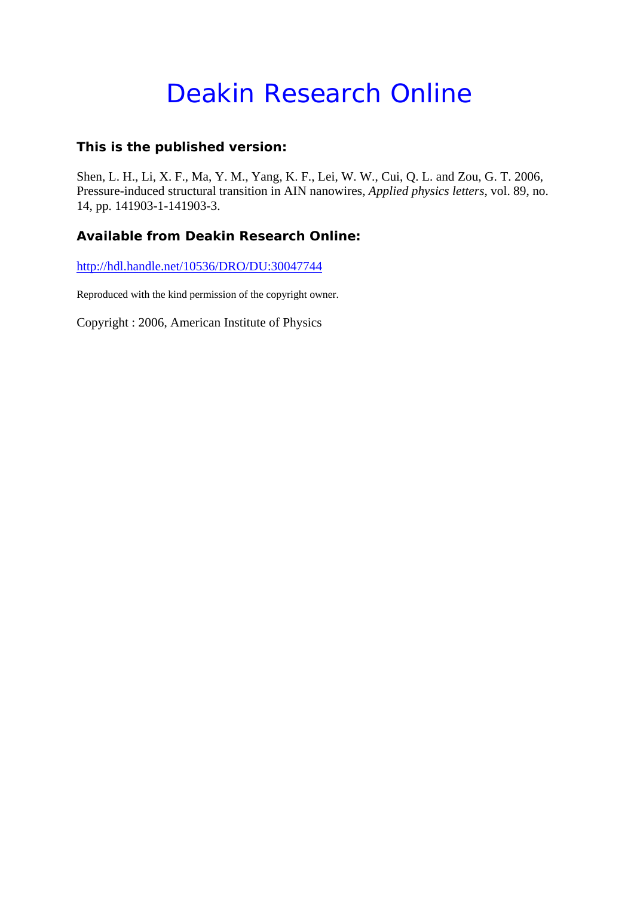# Deakin Research Online

### This is the published version:

Shen, L. H., Li, X. F., Ma, Y. M., Yang, K. F., Lei, W. W., Cui, Q. L. and Zou, G. T. 2006, Pressure-induced structural transition in AlN nanowires, *Applied physics letters*, vol. 89, no. 14, pp. 141903-1-141903-3.

### Available from Deakin Research Online:

http://hdl.handle.net/10536/DRO/DU:30047744

Reproduced with the kind permission of the copyright owner.

Copyright : 2006, American Institute of Physics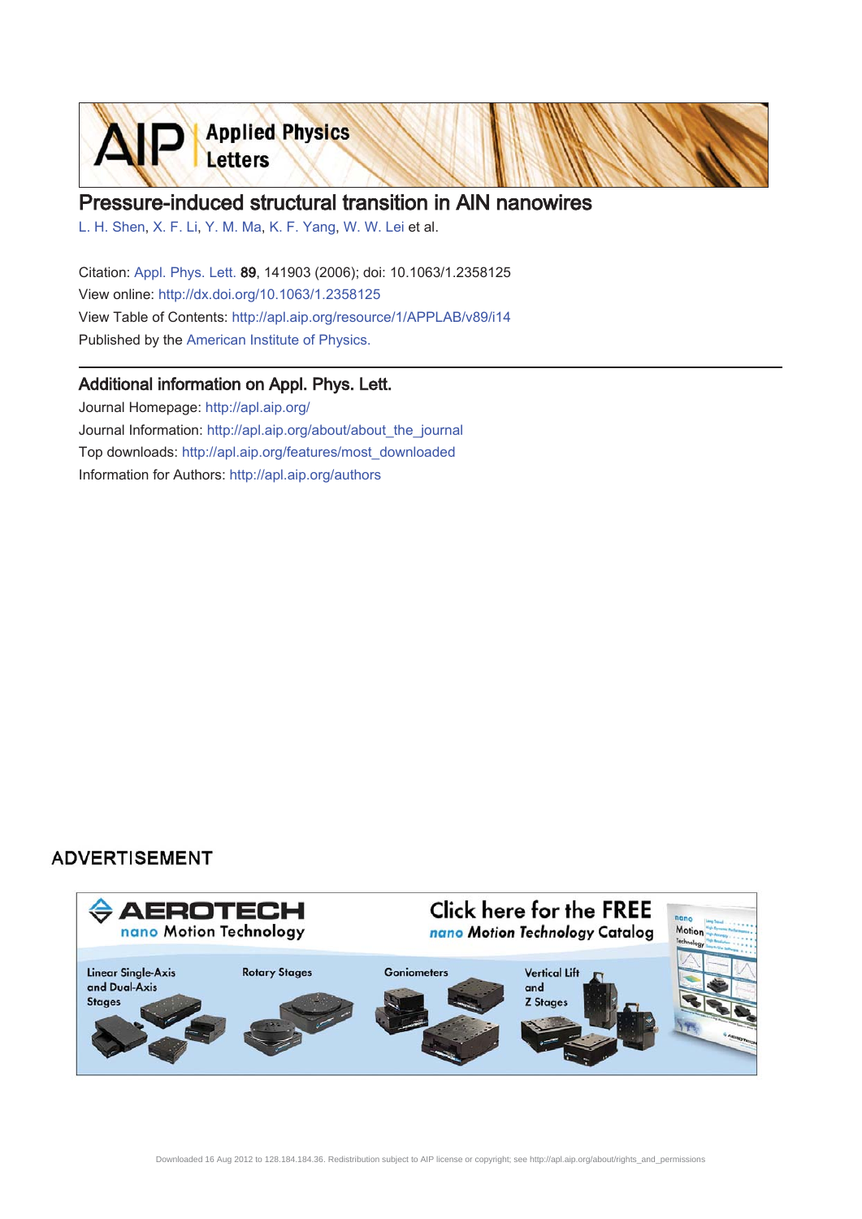# Pressure-induced structural transition in AlN nanowires

L. H. Shen, X. F. Li, Y. M. Ma, K. F. Yang, W. W. Lei et al.

Citation: Appl. Phys. Lett. **89**, 141903 (2006); doi: 10.1063/1.2358125

View online: http://dx.doi.org/10.1063/1.2358125

View Table of Contents: http://apl.aip.org/resource/1/APPLAB/v89/i14

Published by the American Institute of Physics.

## Additional information on Appl. Phys. Lett.

Journal Homepage: http://apl.aip.org/

Journal Information: http://apl.aip.org/about/about_the_journal

Top downloads: http://apl.aip.org/features/most_downloaded

Information for Authors: http://apl.aip.org/authors

ADVERTISEMENT

AEROTECH nano Motion Technology

Click here for the FREE nano Motion Technology Catalog

Linear Single-Axis and Dual-Axis Stages

Rotary Stages

Goniometers

Vertical Lift and Z Stages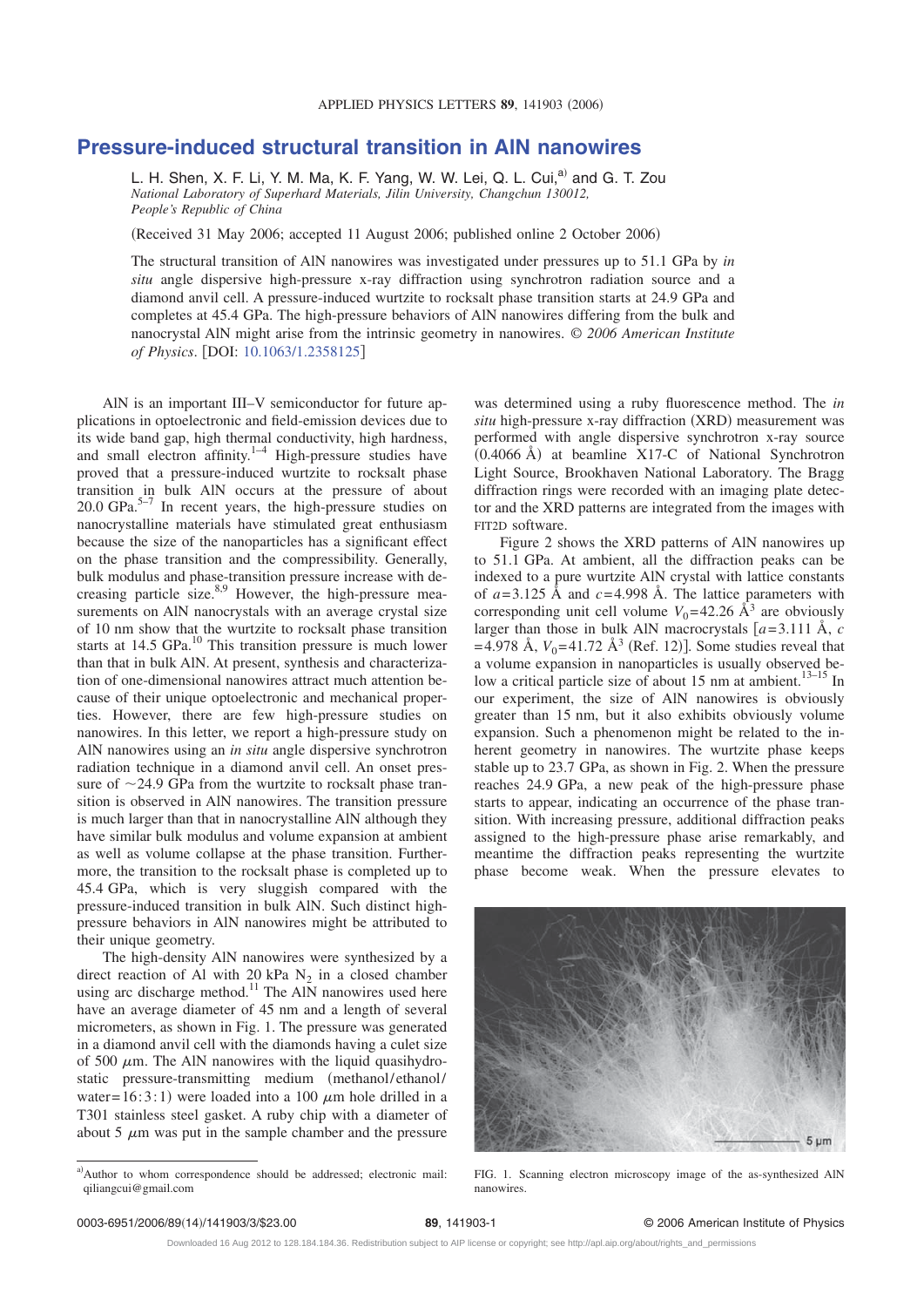# Pressure-induced structural transition in AlN nanowires

L. H. Shen, X. F. Li, Y. M. Ma, K. F. Yang, W. W. Lei, Q. L. Cui,[a] and G. T. Zou

*National Laboratory of Superhard Materials, Jilin University, Changchun 130012, People's Republic of China*

(Received 31 May 2006; accepted 11 August 2006; published online 2 October 2006)

The structural transition of AlN nanowires was investigated under pressures up to 51.1 GPa by *in situ* angle dispersive high-pressure x-ray diffraction using synchrotron radiation source and a diamond anvil cell. A pressure-induced wurtzite to rocksalt phase transition starts at 24.9 GPa and completes at 45.4 GPa. The high-pressure behaviors of AlN nanowires differing from the bulk and nanocrystal AlN might arise from the intrinsic geometry in nanowires. © *2006 American Institute of Physics*. [DOI: 10.1063/1.2358125]

AlN is an important III–V semiconductor for future applications in optoelectronic and field-emission devices due to its wide band gap, high thermal conductivity, high hardness, and small electron affinity.[1–4] High-pressure studies have proved that a pressure-induced wurtzite to rocksalt phase transition in bulk AlN occurs at the pressure of about 20.0 GPa.[5–7] In recent years, the high-pressure studies on nanocrystalline materials have stimulated great enthusiasm because the size of the nanoparticles has a significant effect on the phase transition and the compressibility. Generally, bulk modulus and phase-transition pressure increase with decreasing particle size.[8,9] However, the high-pressure measurements on AlN nanocrystals with an average crystal size of 10 nm show that the wurtzite to rocksalt phase transition starts at 14.5 GPa.[10] This transition pressure is much lower than that in bulk AlN. At present, synthesis and characterization of one-dimensional nanowires attract much attention because of their unique optoelectronic and mechanical properties. However, there are few high-pressure studies on nanowires. In this letter, we report a high-pressure study on AlN nanowires using an *in situ* angle dispersive synchrotron radiation technique in a diamond anvil cell. An onset pressure of ~24.9 GPa from the wurtzite to rocksalt phase transition is observed in AlN nanowires. The transition pressure is much larger than that in nanocrystalline AlN although they have similar bulk modulus and volume expansion at ambient as well as volume collapse at the phase transition. Furthermore, the transition to the rocksalt phase is completed up to 45.4 GPa, which is very sluggish compared with the pressure-induced transition in bulk AlN. Such distinct high-pressure behaviors in AlN nanowires might be attributed to their unique geometry.

The high-density AlN nanowires were synthesized by a direct reaction of Al with 20 kPa $N_2$ in a closed chamber using arc discharge method.[11] The AlN nanowires used here have an average diameter of 45 nm and a length of several micrometers, as shown in Fig. 1. The pressure was generated in a diamond anvil cell with the diamonds having a culet size of 500 $\mu$m. The AlN nanowires with the liquid quasihydrostatic pressure-transmitting medium (methanol/ethanol/water=16:3:1) were loaded into a 100 $\mu$m hole drilled in a T301 stainless steel gasket. A ruby chip with a diameter of about 5 $\mu$m was put in the sample chamber and the pressure was determined using a ruby fluorescence method. The *in situ* high-pressure x-ray diffraction (XRD) measurement was performed with angle dispersive synchrotron x-ray source (0.4066 Å) at beamline X17-C of National Synchrotron Light Source, Brookhaven National Laboratory. The Bragg diffraction rings were recorded with an imaging plate detector and the XRD patterns are integrated from the images with FIT2D software.

Figure 2 shows the XRD patterns of AlN nanowires up to 51.1 GPa. At ambient, all the diffraction peaks can be indexed to a pure wurtzite AlN crystal with lattice constants of $a$=3.125 Å and $c$=4.998 Å. The lattice parameters with corresponding unit cell volume $V_0$=42.26 Å$^3$ are obviously larger than those in bulk AlN macrocrystals [$a$=3.111 Å, $c$=4.978 Å, $V_0$=41.72 Å$^3$ (Ref. 12)]. Some studies reveal that a volume expansion in nanoparticles is usually observed below a critical particle size of about 15 nm at ambient.[13–15] In our experiment, the size of AlN nanowires is obviously greater than 15 nm, but it also exhibits obviously volume expansion. Such a phenomenon might be related to the inherent geometry in nanowires. The wurtzite phase keeps stable up to 23.7 GPa, as shown in Fig. 2. When the pressure reaches 24.9 GPa, a new peak of the high-pressure phase starts to appear, indicating an occurrence of the phase transition. With increasing pressure, additional diffraction peaks assigned to the high-pressure phase arise remarkably, and meantime the diffraction peaks representing the wurtzite phase become weak. When the pressure elevates to

FIG. 1. Scanning electron microscopy image of the as-synthesized AlN nanowires.

[a] Author to whom correspondence should be addressed; electronic mail: qiliangcui@gmail.com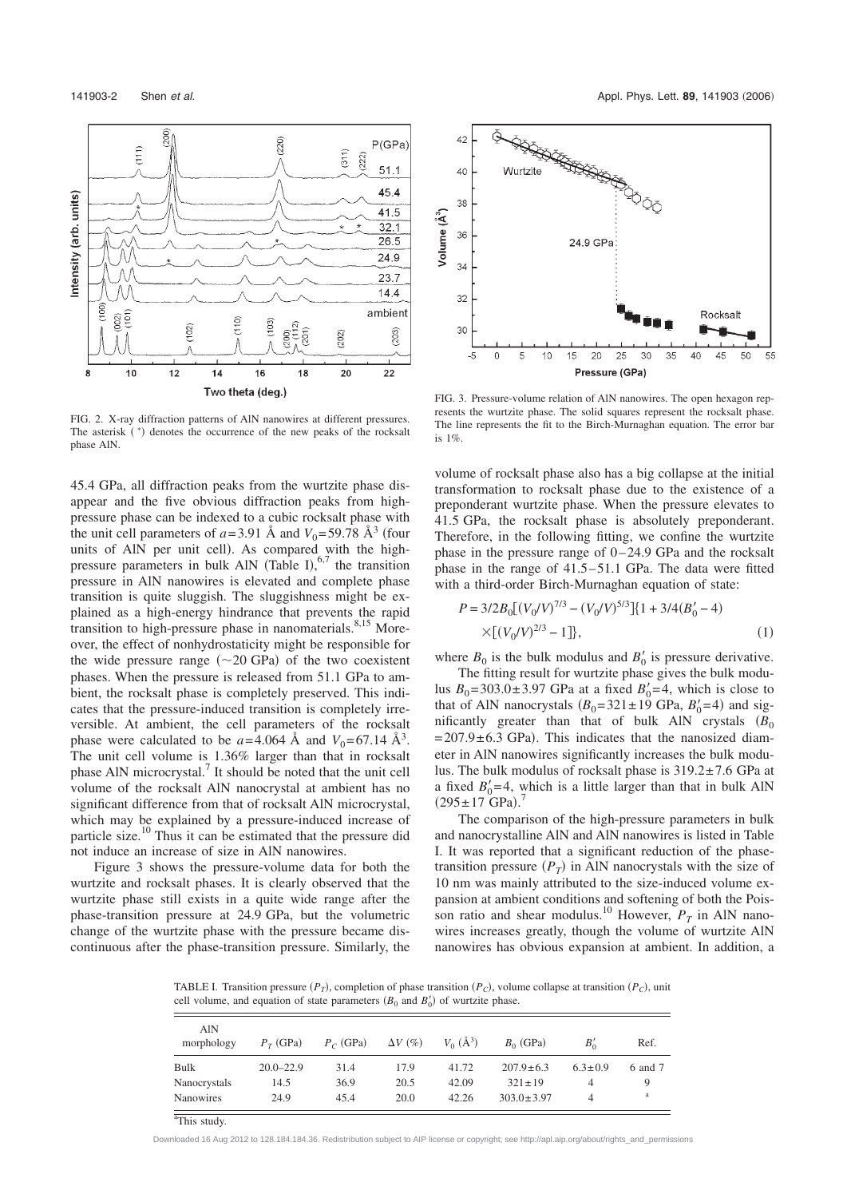FIG. 2. X-ray diffraction patterns of AlN nanowires at different pressures. The asterisk (*) denotes the occurrence of the new peaks of the rocksalt phase AlN.

FIG. 3. Pressure-volume relation of AlN nanowires. The open hexagon represents the wurtzite phase. The solid squares represent the rocksalt phase. The line represents the fit to the Birch-Murnaghan equation. The error bar is 1%.

45.4 GPa, all diffraction peaks from the wurtzite phase disappear and the five obvious diffraction peaks from high-pressure phase can be indexed to a cubic rocksalt phase with the unit cell parameters of $a=3.91$ Å and $V_0=59.78$ Å$^3$ (four units of AlN per unit cell). As compared with the high-pressure parameters in bulk AlN (Table I),[6,7] the transition pressure in AlN nanowires is elevated and complete phase transition is quite sluggish. The sluggishness might be explained as a high-energy hindrance that prevents the rapid transition to high-pressure phase in nanomaterials.[8,15] Moreover, the effect of nonhydrostaticity might be responsible for the wide pressure range (~20 GPa) of the two coexistent phases. When the pressure is released from 51.1 GPa to ambient, the rocksalt phase is completely preserved. This indicates that the pressure-induced transition is completely irreversible. At ambient, the cell parameters of the rocksalt phase were calculated to be $a=4.064$ Å and $V_0=67.14$ Å$^3$. The unit cell volume is 1.36% larger than that in rocksalt phase AlN microcrystal.[7] It should be noted that the unit cell volume of the rocksalt AlN nanocrystal at ambient has no significant difference from that of rocksalt AlN microcrystal, which may be explained by a pressure-induced increase of particle size.[10] Thus it can be estimated that the pressure did not induce an increase of size in AlN nanowires.

Figure 3 shows the pressure-volume data for both the wurtzite and rocksalt phases. It is clearly observed that the wurtzite phase still exists in a quite wide range after the phase-transition pressure at 24.9 GPa, but the volumetric change of the wurtzite phase with the pressure became discontinuous after the phase-transition pressure. Similarly, the volume of rocksalt phase also has a big collapse at the initial transformation to rocksalt phase due to the existence of a preponderant wurtzite phase. When the pressure elevates to 41.5 GPa, the rocksalt phase is absolutely preponderant. Therefore, in the following fitting, we confine the wurtzite phase in the pressure range of 0–24.9 GPa and the rocksalt phase in the range of 41.5–51.1 GPa. The data were fitted with a third-order Birch-Murnaghan equation of state:

$$P = 3/2B_0[(V_0/V)^{7/3} - (V_0/V)^{5/3}]\{1 + 3/4(B_0' - 4) \times [(V_0/V)^{2/3} - 1]\}, \quad (1)$$

where $B_0$ is the bulk modulus and $B_0'$ is pressure derivative.

The fitting result for wurtzite phase gives the bulk modulus $B_0=303.0\pm3.97$ GPa at a fixed $B_0'=4$, which is close to that of AlN nanocrystals ($B_0=321\pm19$ GPa, $B_0'=4$) and significantly greater than that of bulk AlN crystals ($B_0=207.9\pm6.3$ GPa). This indicates that the nanosized diameter in AlN nanowires significantly increases the bulk modulus. The bulk modulus of rocksalt phase is $319.2\pm7.6$ GPa at a fixed $B_0'=4$, which is a little larger than that in bulk AlN ($295\pm17$ GPa).[7]

The comparison of the high-pressure parameters in bulk and nanocrystalline AlN and AlN nanowires is listed in Table I. It was reported that a significant reduction of the phase-transition pressure ($P_T$) in AlN nanocrystals with the size of 10 nm was mainly attributed to the size-induced volume expansion at ambient conditions and softening of both the Poisson ratio and shear modulus.[10] However, $P_T$ in AlN nanowires increases greatly, though the volume of wurtzite AlN nanowires has obvious expansion at ambient. In addition, a

TABLE I. Transition pressure ($P_T$), completion of phase transition ($P_C$), volume collapse at transition ($P_C$), unit cell volume, and equation of state parameters ($B_0$ and $B_0'$) of wurtzite phase.

| AlN morphology | $P_T$ (GPa) | $P_C$ (GPa) | $\Delta V$ (%) | $V_0$ (Å$^3$) | $B_0$ (GPa) | $B_0'$ | Ref. |
|---|---|---|---|---|---|---|---|
| Bulk | 20.0–22.9 | 31.4 | 17.9 | 41.72 | $207.9\pm6.3$ | $6.3\pm0.9$ | 6 and 7 |
| Nanocrystals | 14.5 | 36.9 | 20.5 | 42.09 | $321\pm19$ | 4 | 9 |
| Nanowires | 24.9 | 45.4 | 20.0 | 42.26 | $303.0\pm3.97$ | 4 | a |

[a]This study.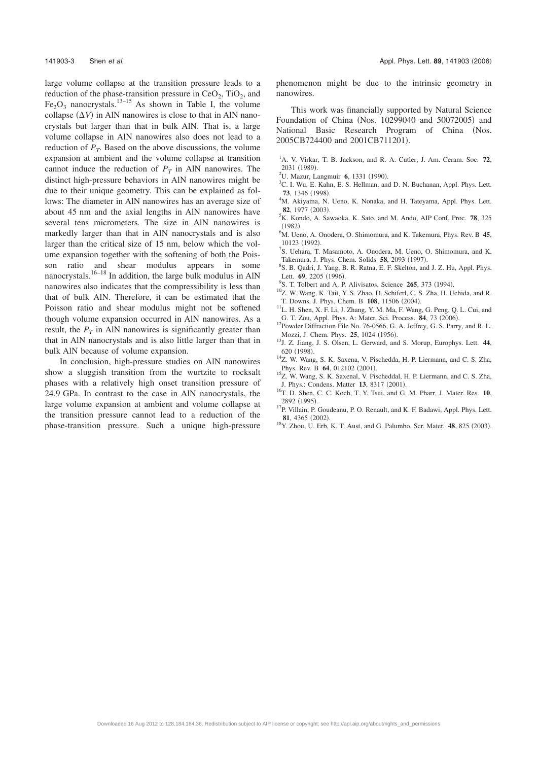large volume collapse at the transition pressure leads to a reduction of the phase-transition pressure in $CeO_2$, $TiO_2$, and $Fe_2O_3$ nanocrystals.[13–15] As shown in Table I, the volume collapse $(\Delta V)$ in AlN nanowires is close to that in AlN nanocrystals but larger than that in bulk AlN. That is, a large volume collapse in AlN nanowires also does not lead to a reduction of $P_T$. Based on the above discussions, the volume expansion at ambient and the volume collapse at transition cannot induce the reduction of $P_T$ in AlN nanowires. The distinct high-pressure behaviors in AlN nanowires might be due to their unique geometry. This can be explained as follows: The diameter in AlN nanowires has an average size of about 45 nm and the axial lengths in AlN nanowires have several tens micrometers. The size in AlN nanowires is markedly larger than that in AlN nanocrystals and is also larger than the critical size of 15 nm, below which the volume expansion together with the softening of both the Poisson ratio and shear modulus appears in some nanocrystals.[16–18] In addition, the large bulk modulus in AlN nanowires also indicates that the compressibility is less than that of bulk AlN. Therefore, it can be estimated that the Poisson ratio and shear modulus might not be softened though volume expansion occurred in AlN nanowires. As a result, the $P_T$ in AlN nanowires is significantly greater than that in AlN nanocrystals and is also little larger than that in bulk AlN because of volume expansion.

In conclusion, high-pressure studies on AlN nanowires show a sluggish transition from the wurtzite to rocksalt phases with a relatively high onset transition pressure of 24.9 GPa. In contrast to the case in AlN nanocrystals, the large volume expansion at ambient and volume collapse at the transition pressure cannot lead to a reduction of the phase-transition pressure. Such a unique high-pressure phenomenon might be due to the intrinsic geometry in nanowires.

This work was financially supported by Natural Science Foundation of China (Nos. 10299040 and 50072005) and National Basic Research Program of China (Nos. 2005CB724400 and 2001CB711201).

[1] A. V. Virkar, T. B. Jackson, and R. A. Cutler, J. Am. Ceram. Soc. **72**, 2031 (1989).
[2] U. Mazur, Langmuir **6**, 1331 (1990).
[3] C. I. Wu, E. Kahn, E. S. Hellman, and D. N. Buchanan, Appl. Phys. Lett. **73**, 1346 (1998).
[4] M. Akiyama, N. Ueno, K. Nonaka, and H. Tateyama, Appl. Phys. Lett. **82**, 1977 (2003).
[5] K. Kondo, A. Sawaoka, K. Sato, and M. Ando, AIP Conf. Proc. **78**, 325 (1982).
[6] M. Ueno, A. Onodera, O. Shimomura, and K. Takemura, Phys. Rev. B **45**, 10123 (1992).
[7] S. Uehara, T. Masamoto, A. Onodera, M. Ueno, O. Shimomura, and K. Takemura, J. Phys. Chem. Solids **58**, 2093 (1997).
[8] S. B. Qadri, J. Yang, B. R. Ratna, E. F. Skelton, and J. Z. Hu, Appl. Phys. Lett. **69**, 2205 (1996).
[9] S. T. Tolbert and A. P. Alivisatos, Science **265**, 373 (1994).
[10] Z. W. Wang, K. Tait, Y. S. Zhao, D. Schiferl, C. S. Zha, H. Uchida, and R. T. Downs, J. Phys. Chem. B **108**, 11506 (2004).
[11] L. H. Shen, X. F. Li, J. Zhang, Y. M. Ma, F. Wang, G. Peng, Q. L. Cui, and G. T. Zou, Appl. Phys. A: Mater. Sci. Process. **84**, 73 (2006).
[12] Powder Diffraction File No. 76-0566, G. A. Jeffrey, G. S. Parry, and R. L. Mozzi, J. Chem. Phys. **25**, 1024 (1956).
[13] J. Z. Jiang, J. S. Olsen, L. Gerward, and S. Morup, Europhys. Lett. **44**, 620 (1998).
[14] Z. W. Wang, S. K. Saxena, V. Pischedda, H. P. Liermann, and C. S. Zha, Phys. Rev. B **64**, 012102 (2001).
[15] Z. W. Wang, S. K. Saxenal, V. Pischeddal, H. P. Liermann, and C. S. Zha, J. Phys.: Condens. Matter **13**, 8317 (2001).
[16] T. D. Shen, C. C. Koch, T. Y. Tsui, and G. M. Pharr, J. Mater. Res. **10**, 2892 (1995).
[17] P. Villain, P. Goudeanu, P. O. Renault, and K. F. Badawi, Appl. Phys. Lett. **81**, 4365 (2002).
[18] Y. Zhou, U. Erb, K. T. Aust, and G. Palumbo, Scr. Mater. **48**, 825 (2003).